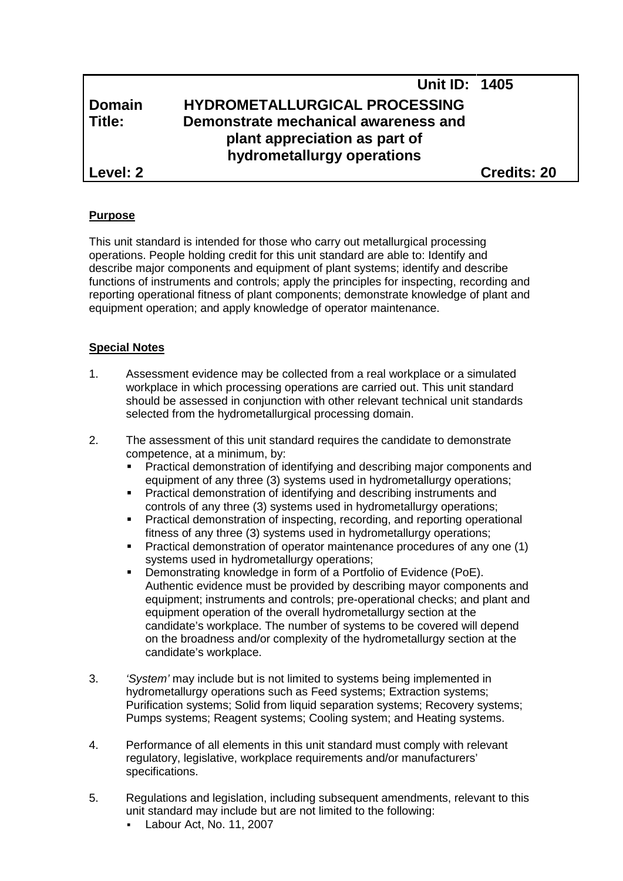| | | Unit ID: | 1405 |
|---|---|---|---|
| **Domain** | **HYDROMETALLURGICAL PROCESSING** | | |
| **Title:** | **Demonstrate mechanical awareness and plant appreciation as part of hydrometallurgy operations** | | |
| **Level: 2** | | | **Credits: 20** |

**Purpose**

This unit standard is intended for those who carry out metallurgical processing operations. People holding credit for this unit standard are able to: Identify and describe major components and equipment of plant systems; identify and describe functions of instruments and controls; apply the principles for inspecting, recording and reporting operational fitness of plant components; demonstrate knowledge of plant and equipment operation; and apply knowledge of operator maintenance.

**Special Notes**

1. Assessment evidence may be collected from a real workplace or a simulated workplace in which processing operations are carried out. This unit standard should be assessed in conjunction with other relevant technical unit standards selected from the hydrometallurgical processing domain.

2. The assessment of this unit standard requires the candidate to demonstrate competence, at a minimum, by:
   - Practical demonstration of identifying and describing major components and equipment of any three (3) systems used in hydrometallurgy operations;
   - Practical demonstration of identifying and describing instruments and controls of any three (3) systems used in hydrometallurgy operations;
   - Practical demonstration of inspecting, recording, and reporting operational fitness of any three (3) systems used in hydrometallurgy operations;
   - Practical demonstration of operator maintenance procedures of any one (1) systems used in hydrometallurgy operations;
   - Demonstrating knowledge in form of a Portfolio of Evidence (PoE). Authentic evidence must be provided by describing mayor components and equipment; instruments and controls; pre-operational checks; and plant and equipment operation of the overall hydrometallurgy section at the candidate's workplace. The number of systems to be covered will depend on the broadness and/or complexity of the hydrometallurgy section at the candidate's workplace.

3. *'System'* may include but is not limited to systems being implemented in hydrometallurgy operations such as Feed systems; Extraction systems; Purification systems; Solid from liquid separation systems; Recovery systems; Pumps systems; Reagent systems; Cooling system; and Heating systems.

4. Performance of all elements in this unit standard must comply with relevant regulatory, legislative, workplace requirements and/or manufacturers' specifications.

5. Regulations and legislation, including subsequent amendments, relevant to this unit standard may include but are not limited to the following:
   - Labour Act, No. 11, 2007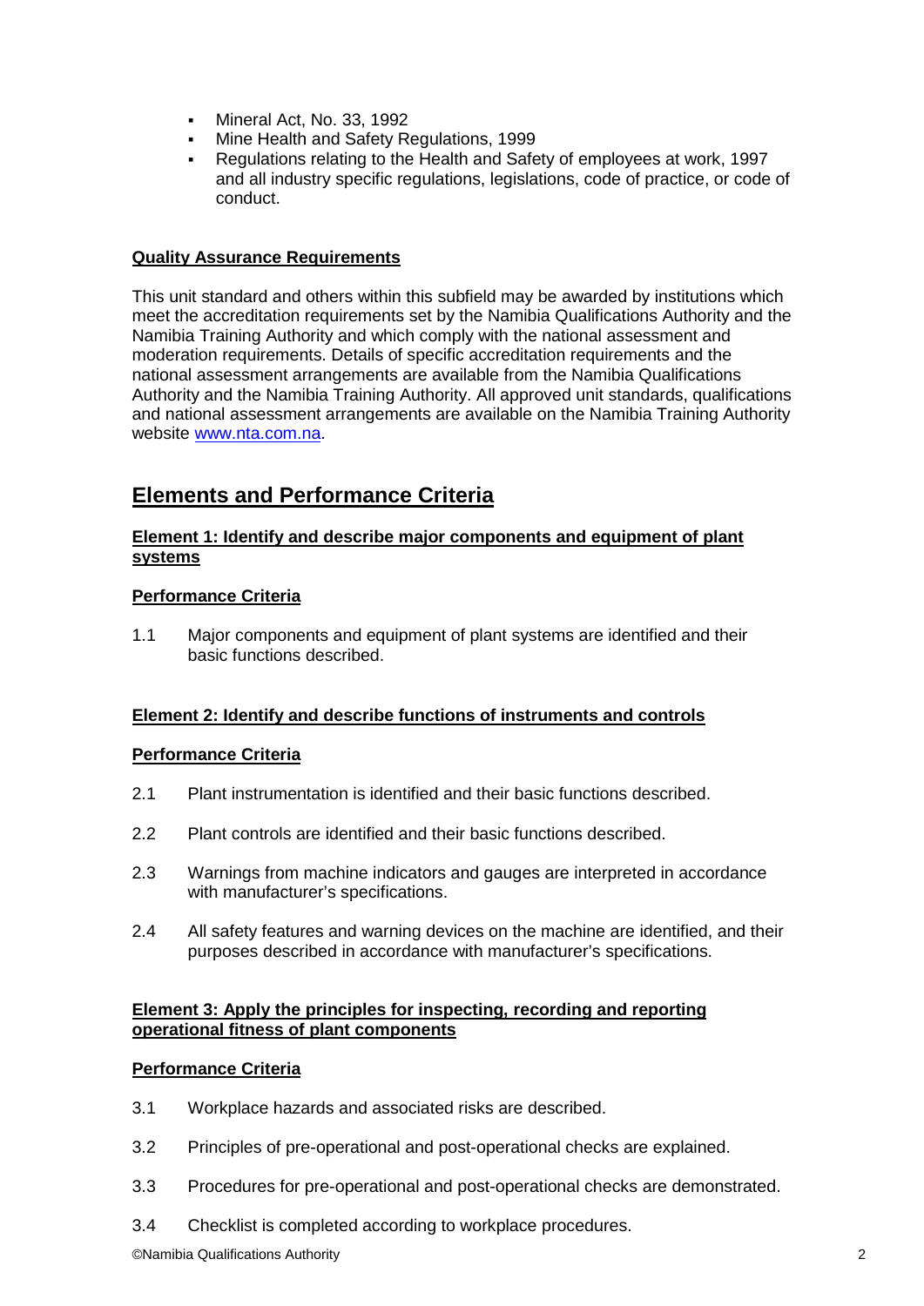- Mineral Act, No. 33, 1992
- Mine Health and Safety Regulations, 1999
- Regulations relating to the Health and Safety of employees at work, 1997 and all industry specific regulations, legislations, code of practice, or code of conduct.

**Quality Assurance Requirements**

This unit standard and others within this subfield may be awarded by institutions which meet the accreditation requirements set by the Namibia Qualifications Authority and the Namibia Training Authority and which comply with the national assessment and moderation requirements. Details of specific accreditation requirements and the national assessment arrangements are available from the Namibia Qualifications Authority and the Namibia Training Authority. All approved unit standards, qualifications and national assessment arrangements are available on the Namibia Training Authority website www.nta.com.na.

# Elements and Performance Criteria

**Element 1: Identify and describe major components and equipment of plant systems**

**Performance Criteria**

1.1 Major components and equipment of plant systems are identified and their basic functions described.

**Element 2: Identify and describe functions of instruments and controls**

**Performance Criteria**

2.1 Plant instrumentation is identified and their basic functions described.

2.2 Plant controls are identified and their basic functions described.

2.3 Warnings from machine indicators and gauges are interpreted in accordance with manufacturer's specifications.

2.4 All safety features and warning devices on the machine are identified, and their purposes described in accordance with manufacturer's specifications.

**Element 3: Apply the principles for inspecting, recording and reporting operational fitness of plant components**

**Performance Criteria**

3.1 Workplace hazards and associated risks are described.

3.2 Principles of pre-operational and post-operational checks are explained.

3.3 Procedures for pre-operational and post-operational checks are demonstrated.

3.4 Checklist is completed according to workplace procedures.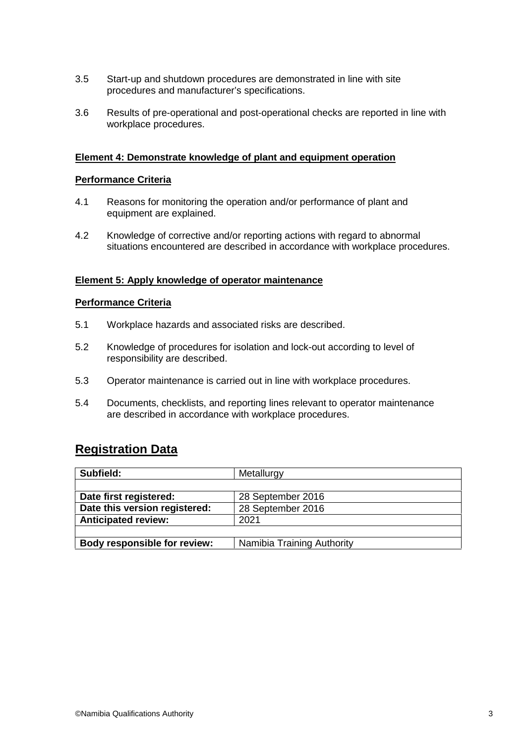3.5 Start-up and shutdown procedures are demonstrated in line with site procedures and manufacturer's specifications.

3.6 Results of pre-operational and post-operational checks are reported in line with workplace procedures.

**Element 4: Demonstrate knowledge of plant and equipment operation**

**Performance Criteria**

4.1 Reasons for monitoring the operation and/or performance of plant and equipment are explained.

4.2 Knowledge of corrective and/or reporting actions with regard to abnormal situations encountered are described in accordance with workplace procedures.

**Element 5: Apply knowledge of operator maintenance**

**Performance Criteria**

5.1 Workplace hazards and associated risks are described.

5.2 Knowledge of procedures for isolation and lock-out according to level of responsibility are described.

5.3 Operator maintenance is carried out in line with workplace procedures.

5.4 Documents, checklists, and reporting lines relevant to operator maintenance are described in accordance with workplace procedures.

## Registration Data

| | |
|---|---|
| **Subfield:** | Metallurgy |
| | |
| **Date first registered:** | 28 September 2016 |
| **Date this version registered:** | 28 September 2016 |
| **Anticipated review:** | 2021 |
| | |
| **Body responsible for review:** | Namibia Training Authority |

©Namibia Qualifications Authority